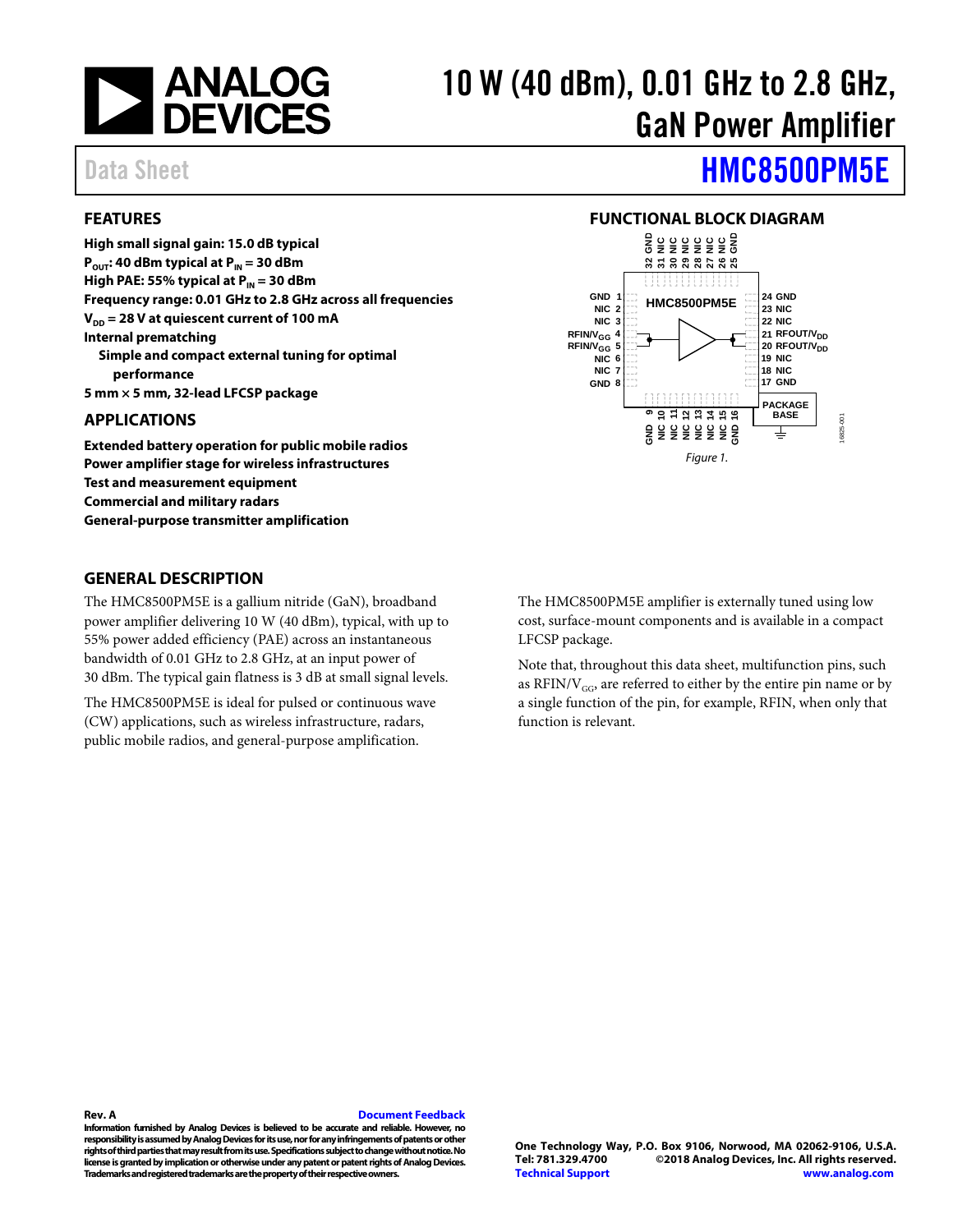# 10 W (40 dBm), 0.01 GHz to 2.8 GHz, GaN Power Amplifier

Data Sheet

# HMC8500PM5E

## FEATURES

**High small signal gain: 15.0 dB typical**
**$P_{OUT}$: 40 dBm typical at $P_{IN}$ = 30 dBm**
**High PAE: 55% typical at $P_{IN}$ = 30 dBm**
**Frequency range: 0.01 GHz to 2.8 GHz across all frequencies**
**$V_{DD}$ = 28 V at quiescent current of 100 mA**
**Internal prematching**
**Simple and compact external tuning for optimal performance**
**5 mm × 5 mm, 32-lead LFCSP package**

## APPLICATIONS

**Extended battery operation for public mobile radios**
**Power amplifier stage for wireless infrastructures**
**Test and measurement equipment**
**Commercial and military radars**
**General-purpose transmitter amplification**

## FUNCTIONAL BLOCK DIAGRAM

Figure 1.

## GENERAL DESCRIPTION

The HMC8500PM5E is a gallium nitride (GaN), broadband power amplifier delivering 10 W (40 dBm), typical, with up to 55% power added efficiency (PAE) across an instantaneous bandwidth of 0.01 GHz to 2.8 GHz, at an input power of 30 dBm. The typical gain flatness is 3 dB at small signal levels.

The HMC8500PM5E is ideal for pulsed or continuous wave (CW) applications, such as wireless infrastructure, radars, public mobile radios, and general-purpose amplification.

The HMC8500PM5E amplifier is externally tuned using low cost, surface-mount components and is available in a compact LFCSP package.

Note that, throughout this data sheet, multifunction pins, such as RFIN/$V_{GG}$, are referred to either by the entire pin name or by a single function of the pin, for example, RFIN, when only that function is relevant.

**Rev. A** Document Feedback

**Information furnished by Analog Devices is believed to be accurate and reliable. However, no responsibility is assumed by Analog Devices for its use, nor for any infringements of patents or other rights of third parties that may result from its use. Specifications subject to change without notice. No license is granted by implication or otherwise under any patent or patent rights of Analog Devices. Trademarks and registered trademarks are the property of their respective owners.**

**One Technology Way, P.O. Box 9106, Norwood, MA 02062-9106, U.S.A.**
**Tel: 781.329.4700 ©2018 Analog Devices, Inc. All rights reserved.**
**Technical Support www.analog.com**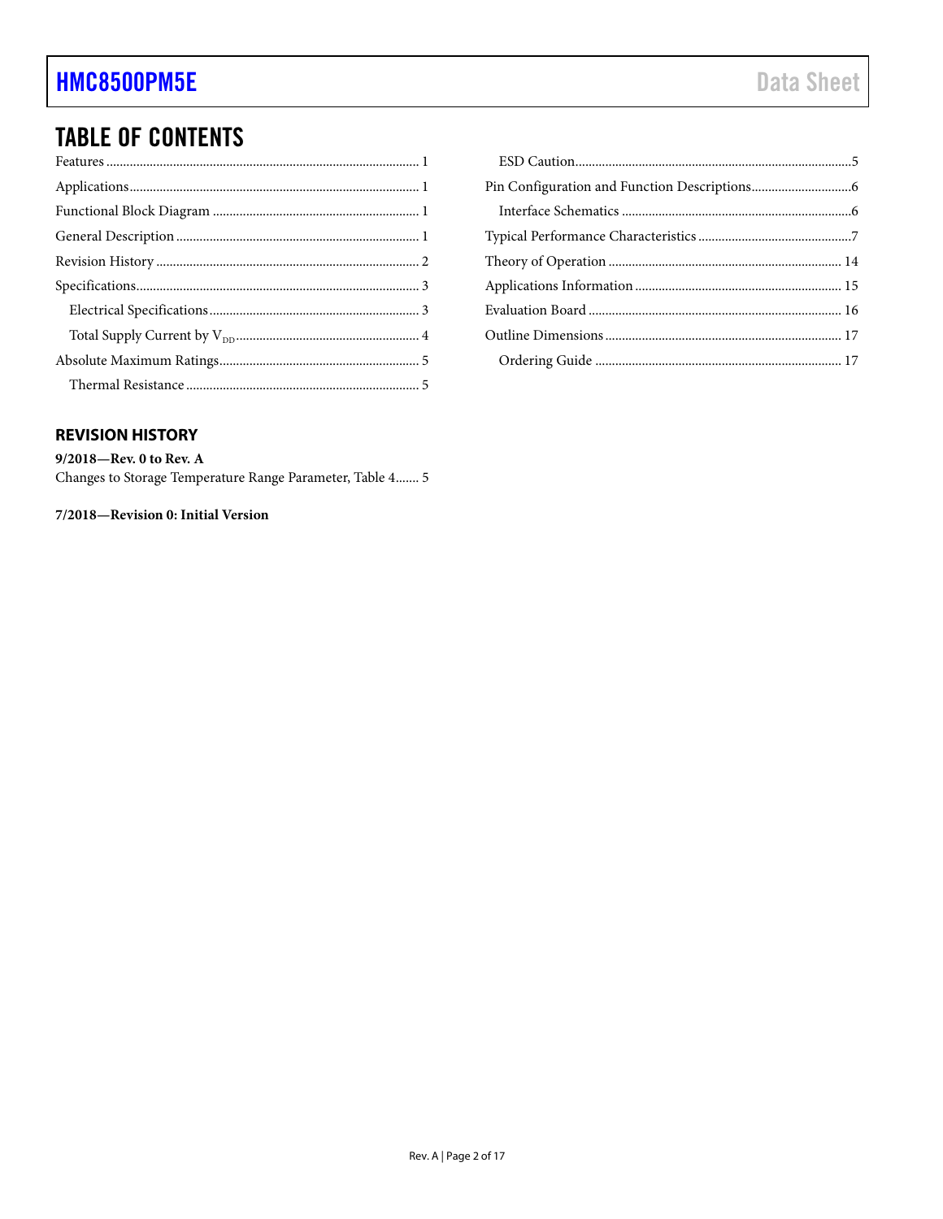# TABLE OF CONTENTS

Features ............................................................ 1
Applications ........................................................ 1
Functional Block Diagram ............................................ 1
General Description ................................................. 1
Revision History .................................................... 2
Specifications ...................................................... 3
  Electrical Specifications ......................................... 3
  Total Supply Current by $V_{DD}$ .................................. 4
Absolute Maximum Ratings ............................................ 5
  Thermal Resistance ................................................ 5
  ESD Caution ....................................................... 5
Pin Configuration and Function Descriptions ......................... 6
  Interface Schematics .............................................. 6
Typical Performance Characteristics ................................. 7
Theory of Operation ................................................. 14
Applications Information ............................................ 15
Evaluation Board .................................................... 16
Outline Dimensions .................................................. 17
  Ordering Guide .................................................... 17

## REVISION HISTORY

**9/2018—Rev. 0 to Rev. A**

Changes to Storage Temperature Range Parameter, Table 4....... 5

**7/2018—Revision 0: Initial Version**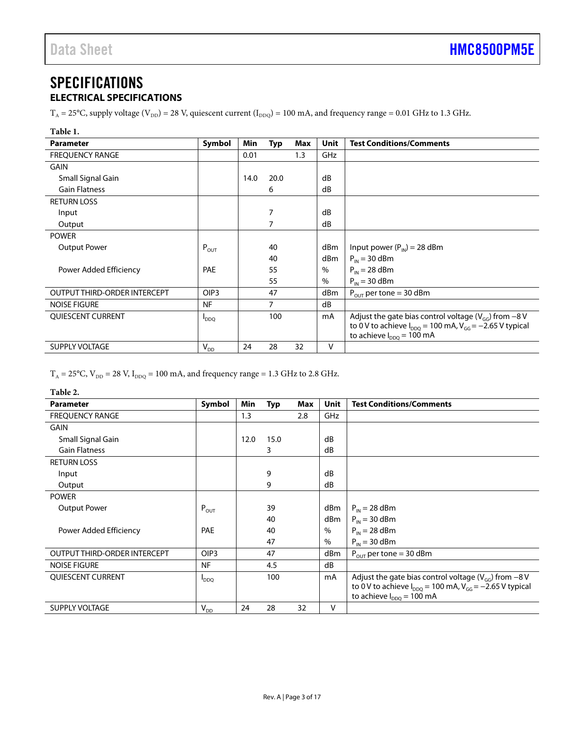# SPECIFICATIONS

## ELECTRICAL SPECIFICATIONS

$T_A$ = 25°C, supply voltage ($V_{DD}$) = 28 V, quiescent current ($I_{DDQ}$) = 100 mA, and frequency range = 0.01 GHz to 1.3 GHz.

**Table 1.**

| Parameter | Symbol | Min | Typ | Max | Unit | Test Conditions/Comments |
|---|---|---|---|---|---|---|
| FREQUENCY RANGE | | 0.01 | | 1.3 | GHz | |
| GAIN | | | | | | |
| Small Signal Gain | | 14.0 | 20.0 | | dB | |
| Gain Flatness | | | 6 | | dB | |
| RETURN LOSS | | | | | | |
| Input | | | 7 | | dB | |
| Output | | | 7 | | dB | |
| POWER | | | | | | |
| Output Power | $P_{OUT}$ | | 40 | | dBm | Input power ($P_{IN}$) = 28 dBm |
| | | | 40 | | dBm | $P_{IN}$ = 30 dBm |
| Power Added Efficiency | PAE | | 55 | | % | $P_{IN}$ = 28 dBm |
| | | | 55 | | % | $P_{IN}$ = 30 dBm |
| OUTPUT THIRD-ORDER INTERCEPT | OIP3 | | 47 | | dBm | $P_{OUT}$ per tone = 30 dBm |
| NOISE FIGURE | NF | | 7 | | dB | |
| QUIESCENT CURRENT | $I_{DDQ}$ | | 100 | | mA | Adjust the gate bias control voltage ($V_{GG}$) from −8 V to 0 V to achieve $I_{DDQ}$ = 100 mA, $V_{GG}$ = −2.65 V typical to achieve $I_{DDQ}$ = 100 mA |
| SUPPLY VOLTAGE | $V_{DD}$ | 24 | 28 | 32 | V | |

$T_A$ = 25°C, $V_{DD}$ = 28 V, $I_{DDQ}$ = 100 mA, and frequency range = 1.3 GHz to 2.8 GHz.

**Table 2.**

| Parameter | Symbol | Min | Typ | Max | Unit | Test Conditions/Comments |
|---|---|---|---|---|---|---|
| FREQUENCY RANGE | | 1.3 | | 2.8 | GHz | |
| GAIN | | | | | | |
| Small Signal Gain | | 12.0 | 15.0 | | dB | |
| Gain Flatness | | | 3 | | dB | |
| RETURN LOSS | | | | | | |
| Input | | | 9 | | dB | |
| Output | | | 9 | | dB | |
| POWER | | | | | | |
| Output Power | $P_{OUT}$ | | 39 | | dBm | $P_{IN}$ = 28 dBm |
| | | | 40 | | dBm | $P_{IN}$ = 30 dBm |
| Power Added Efficiency | PAE | | 40 | | % | $P_{IN}$ = 28 dBm |
| | | | 47 | | % | $P_{IN}$ = 30 dBm |
| OUTPUT THIRD-ORDER INTERCEPT | OIP3 | | 47 | | dBm | $P_{OUT}$ per tone = 30 dBm |
| NOISE FIGURE | NF | | 4.5 | | dB | |
| QUIESCENT CURRENT | $I_{DDQ}$ | | 100 | | mA | Adjust the gate bias control voltage ($V_{GG}$) from −8 V to 0 V to achieve $I_{DDQ}$ = 100 mA, $V_{GG}$ = −2.65 V typical to achieve $I_{DDQ}$ = 100 mA |
| SUPPLY VOLTAGE | $V_{DD}$ | 24 | 28 | 32 | V | |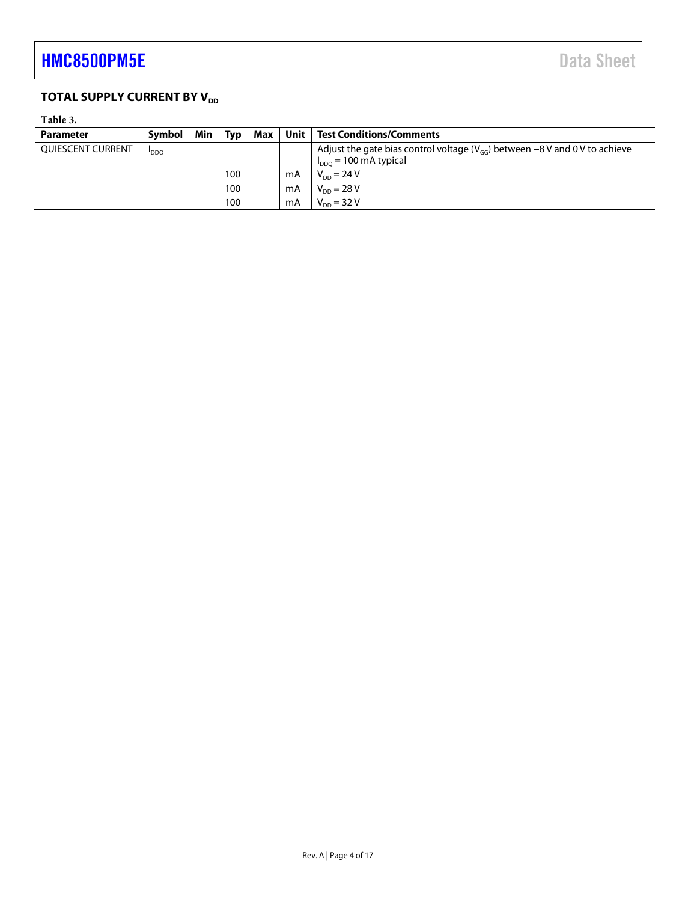## TOTAL SUPPLY CURRENT BY $V_{DD}$

Table 3.

| Parameter | Symbol | Min | Typ | Max | Unit | Test Conditions/Comments |
|---|---|---|---|---|---|---|
| QUIESCENT CURRENT | $I_{DDQ}$ | | | | | Adjust the gate bias control voltage ($V_{GG}$) between −8 V and 0 V to achieve $I_{DDQ}$ = 100 mA typical |
| | | | 100 | | mA | $V_{DD}$ = 24 V |
| | | | 100 | | mA | $V_{DD}$ = 28 V |
| | | | 100 | | mA | $V_{DD}$ = 32 V |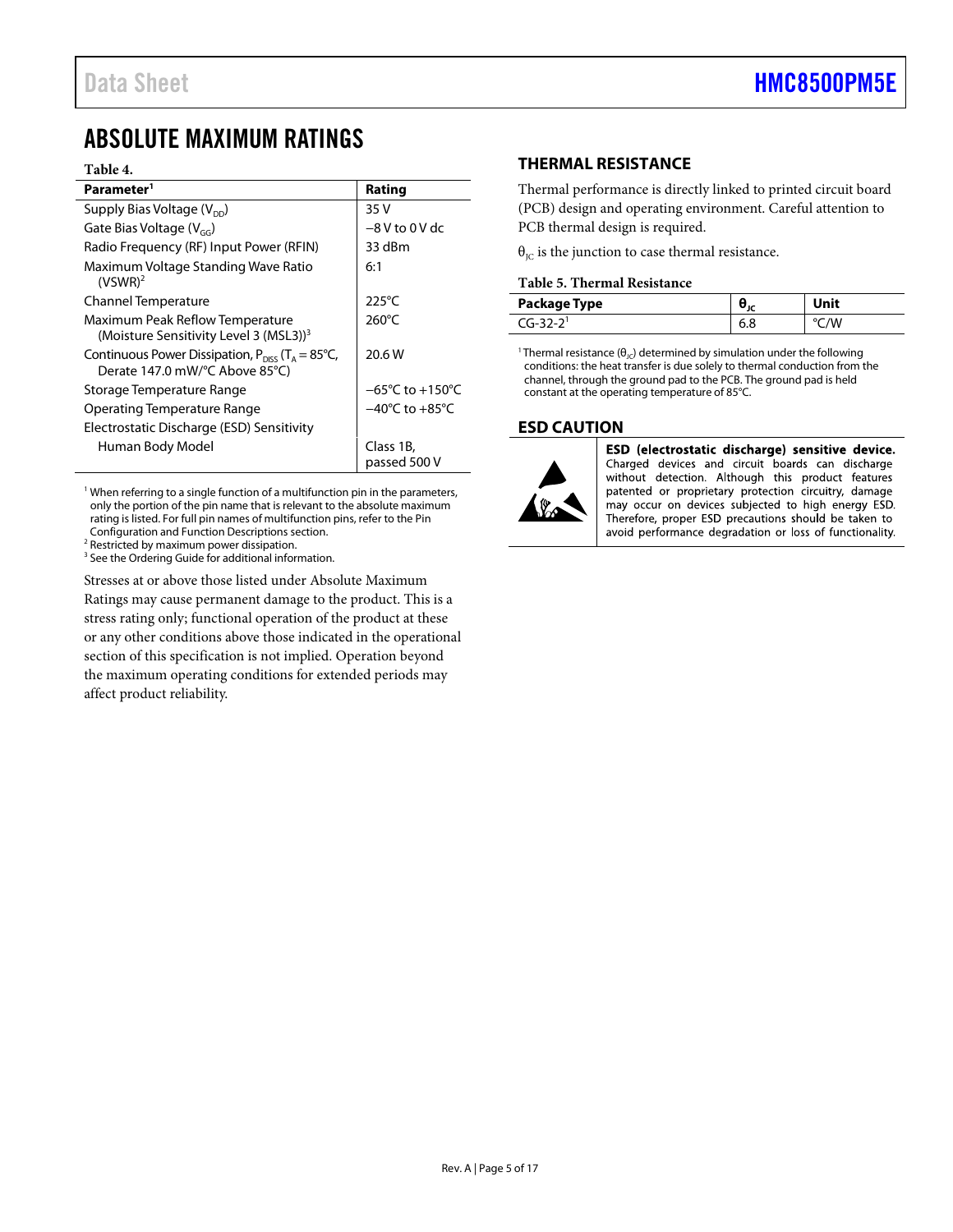## ABSOLUTE MAXIMUM RATINGS

**Table 4.**

| Parameter[1] | Rating |
|---|---|
| Supply Bias Voltage ($V_{DD}$) | 35 V |
| Gate Bias Voltage ($V_{GG}$) | −8 V to 0 V dc |
| Radio Frequency (RF) Input Power (RFIN) | 33 dBm |
| Maximum Voltage Standing Wave Ratio (VSWR)[2] | 6:1 |
| Channel Temperature | 225°C |
| Maximum Peak Reflow Temperature (Moisture Sensitivity Level 3 (MSL3))[3] | 260°C |
| Continuous Power Dissipation, $P_{DISS}$ ($T_A$ = 85°C, Derate 147.0 mW/°C Above 85°C) | 20.6 W |
| Storage Temperature Range | −65°C to +150°C |
| Operating Temperature Range | −40°C to +85°C |
| Electrostatic Discharge (ESD) Sensitivity | |
| Human Body Model | Class 1B, passed 500 V |

[1] When referring to a single function of a multifunction pin in the parameters, only the portion of the pin name that is relevant to the absolute maximum rating is listed. For full pin names of multifunction pins, refer to the Pin Configuration and Function Descriptions section.
[2] Restricted by maximum power dissipation.
[3] See the Ordering Guide for additional information.

Stresses at or above those listed under Absolute Maximum Ratings may cause permanent damage to the product. This is a stress rating only; functional operation of the product at these or any other conditions above those indicated in the operational section of this specification is not implied. Operation beyond the maximum operating conditions for extended periods may affect product reliability.

### THERMAL RESISTANCE

Thermal performance is directly linked to printed circuit board (PCB) design and operating environment. Careful attention to PCB thermal design is required.

$\theta_{JC}$ is the junction to case thermal resistance.

**Table 5. Thermal Resistance**

| Package Type | $\theta_{JC}$ | Unit |
|---|---|---|
| CG-32-2[1] | 6.8 | °C/W |

[1] Thermal resistance ($\theta_{JC}$) determined by simulation under the following conditions: the heat transfer is due solely to thermal conduction from the channel, through the ground pad to the PCB. The ground pad is held constant at the operating temperature of 85°C.

### ESD CAUTION

**ESD (electrostatic discharge) sensitive device.** Charged devices and circuit boards can discharge without detection. Although this product features patented or proprietary protection circuitry, damage may occur on devices subjected to high energy ESD. Therefore, proper ESD precautions should be taken to avoid performance degradation or loss of functionality.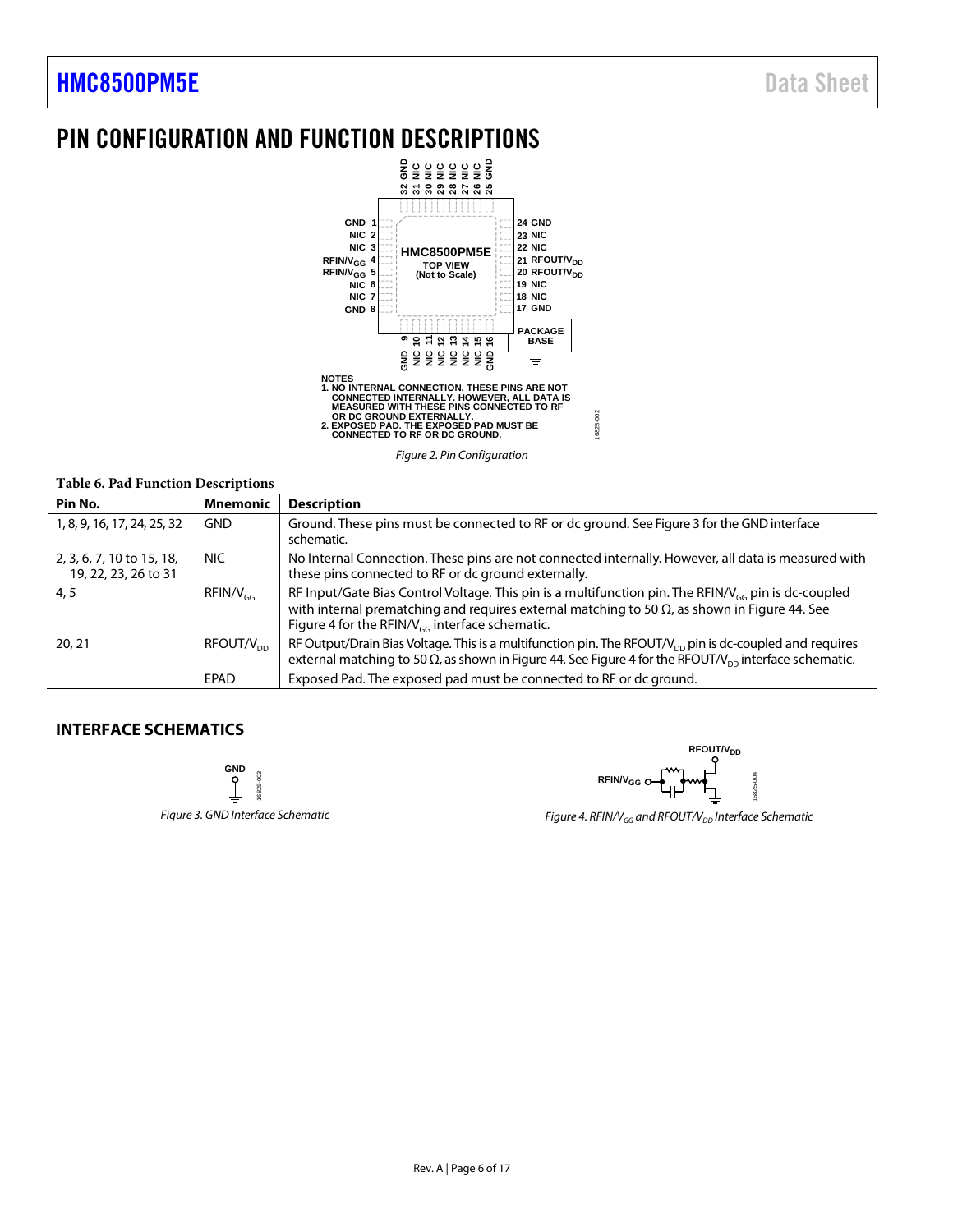# PIN CONFIGURATION AND FUNCTION DESCRIPTIONS

NOTES
1. NO INTERNAL CONNECTION. THESE PINS ARE NOT CONNECTED INTERNALLY. HOWEVER, ALL DATA IS MEASURED WITH THESE PINS CONNECTED TO RF OR DC GROUND EXTERNALLY.
2. EXPOSED PAD. THE EXPOSED PAD MUST BE CONNECTED TO RF OR DC GROUND.

*Figure 2. Pin Configuration*

**Table 6. Pad Function Descriptions**

| Pin No. | Mnemonic | Description |
|---|---|---|
| 1, 8, 9, 16, 17, 24, 25, 32 | GND | Ground. These pins must be connected to RF or dc ground. See Figure 3 for the GND interface schematic. |
| 2, 3, 6, 7, 10 to 15, 18, 19, 22, 23, 26 to 31 | NIC | No Internal Connection. These pins are not connected internally. However, all data is measured with these pins connected to RF or dc ground externally. |
| 4, 5 | RFIN/$V_{GG}$ | RF Input/Gate Bias Control Voltage. This pin is a multifunction pin. The RFIN/$V_{GG}$ pin is dc-coupled with internal prematching and requires external matching to 50 Ω, as shown in Figure 44. See Figure 4 for the RFIN/$V_{GG}$ interface schematic. |
| 20, 21 | RFOUT/$V_{DD}$ | RF Output/Drain Bias Voltage. This is a multifunction pin. The RFOUT/$V_{DD}$ pin is dc-coupled and requires external matching to 50 Ω, as shown in Figure 44. See Figure 4 for the RFOUT/$V_{DD}$ interface schematic. |
| | EPAD | Exposed Pad. The exposed pad must be connected to RF or dc ground. |

## INTERFACE SCHEMATICS

*Figure 3. GND Interface Schematic*

*Figure 4. RFIN/$V_{GG}$ and RFOUT/$V_{DD}$ Interface Schematic*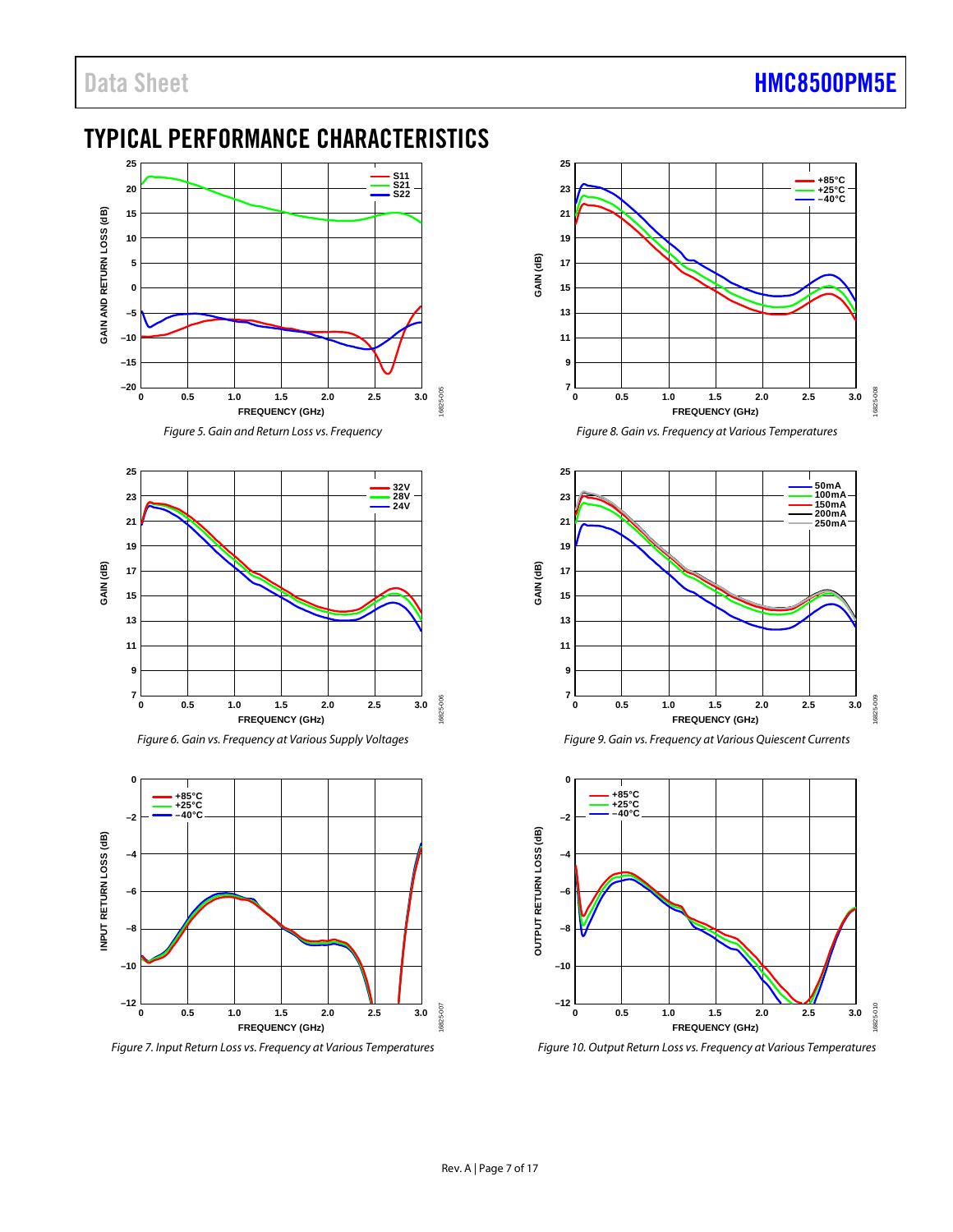# TYPICAL PERFORMANCE CHARACTERISTICS

Figure 5. Gain and Return Loss vs. Frequency

Figure 6. Gain vs. Frequency at Various Supply Voltages

Figure 7. Input Return Loss vs. Frequency at Various Temperatures

Figure 8. Gain vs. Frequency at Various Temperatures

Figure 9. Gain vs. Frequency at Various Quiescent Currents

Figure 10. Output Return Loss vs. Frequency at Various Temperatures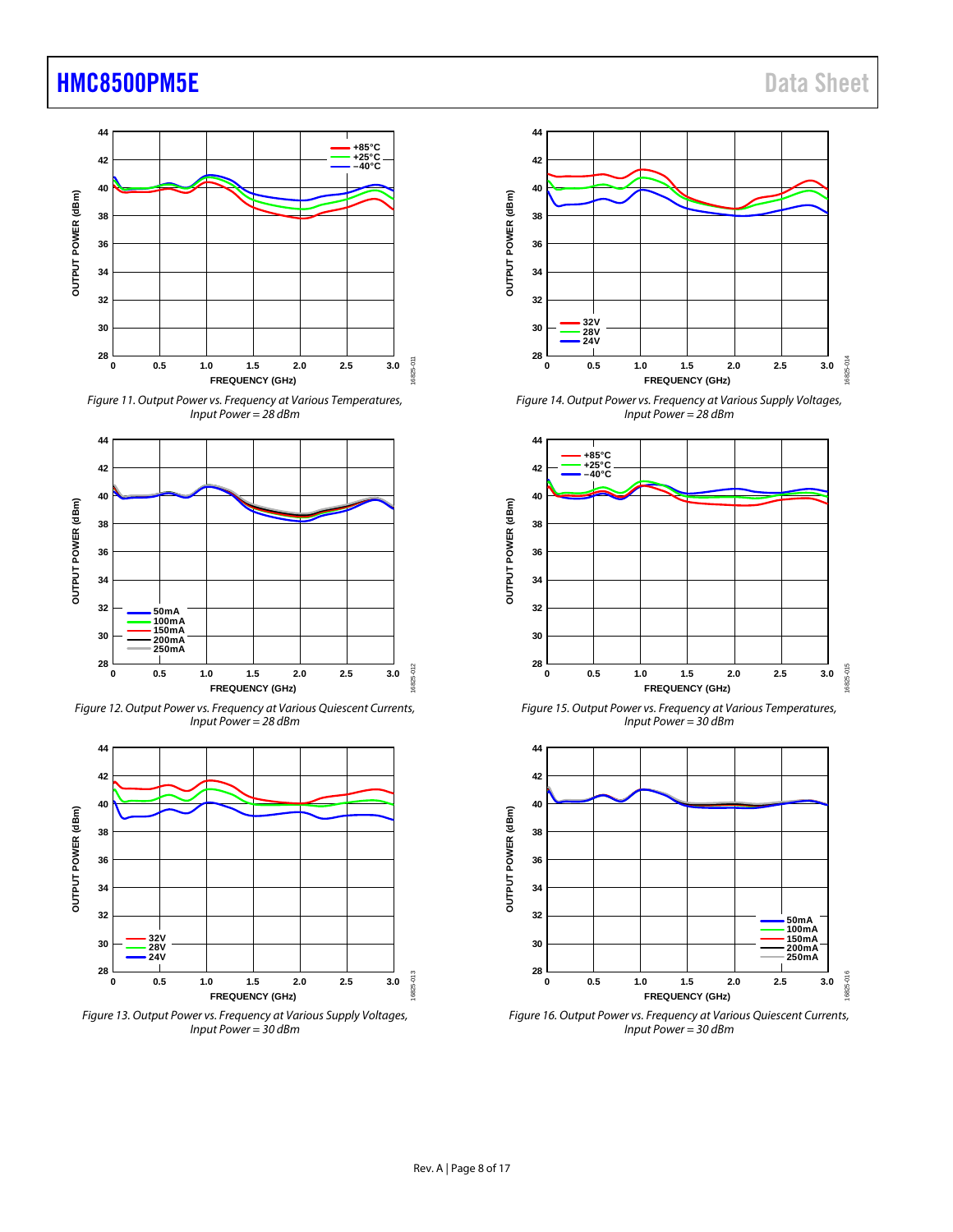Figure 11. Output Power vs. Frequency at Various Temperatures, Input Power = 28 dBm

Figure 12. Output Power vs. Frequency at Various Quiescent Currents, Input Power = 28 dBm

Figure 13. Output Power vs. Frequency at Various Supply Voltages, Input Power = 30 dBm

Figure 14. Output Power vs. Frequency at Various Supply Voltages, Input Power = 28 dBm

Figure 15. Output Power vs. Frequency at Various Temperatures, Input Power = 30 dBm

Figure 16. Output Power vs. Frequency at Various Quiescent Currents, Input Power = 30 dBm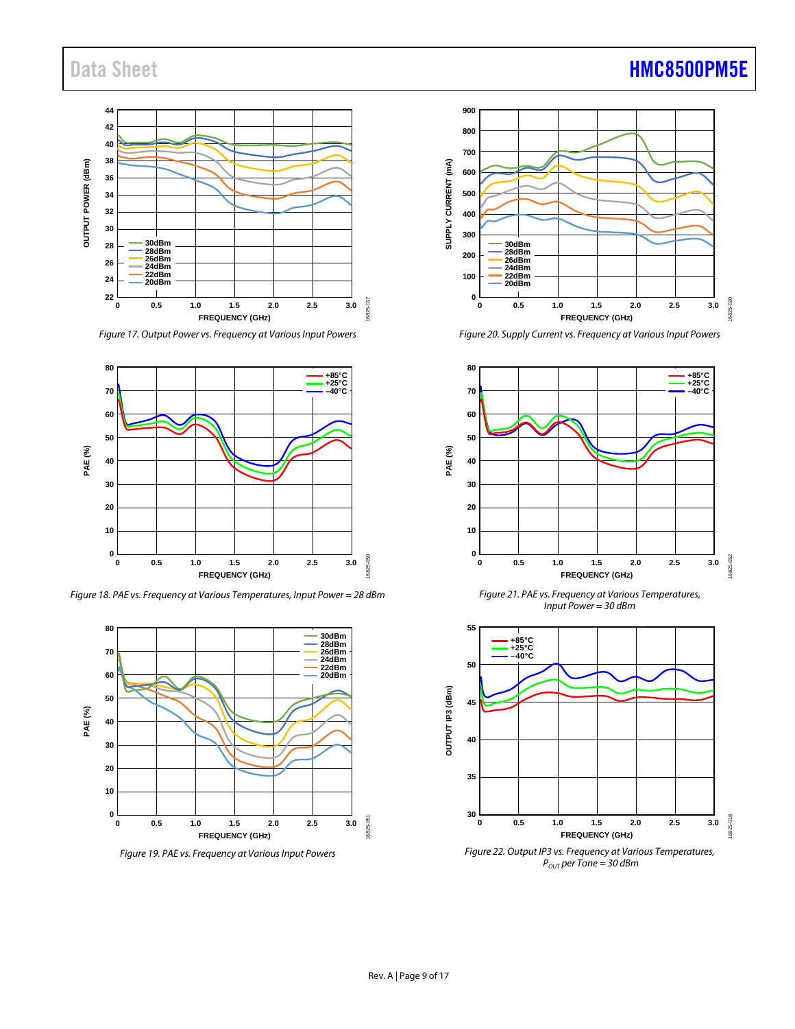Figure 17. Output Power vs. Frequency at Various Input Powers

Figure 18. PAE vs. Frequency at Various Temperatures, Input Power = 28 dBm

Figure 19. PAE vs. Frequency at Various Input Powers

Figure 20. Supply Current vs. Frequency at Various Input Powers

Figure 21. PAE vs. Frequency at Various Temperatures, Input Power = 30 dBm

Figure 22. Output IP3 vs. Frequency at Various Temperatures, $P_{OUT}$ per Tone = 30 dBm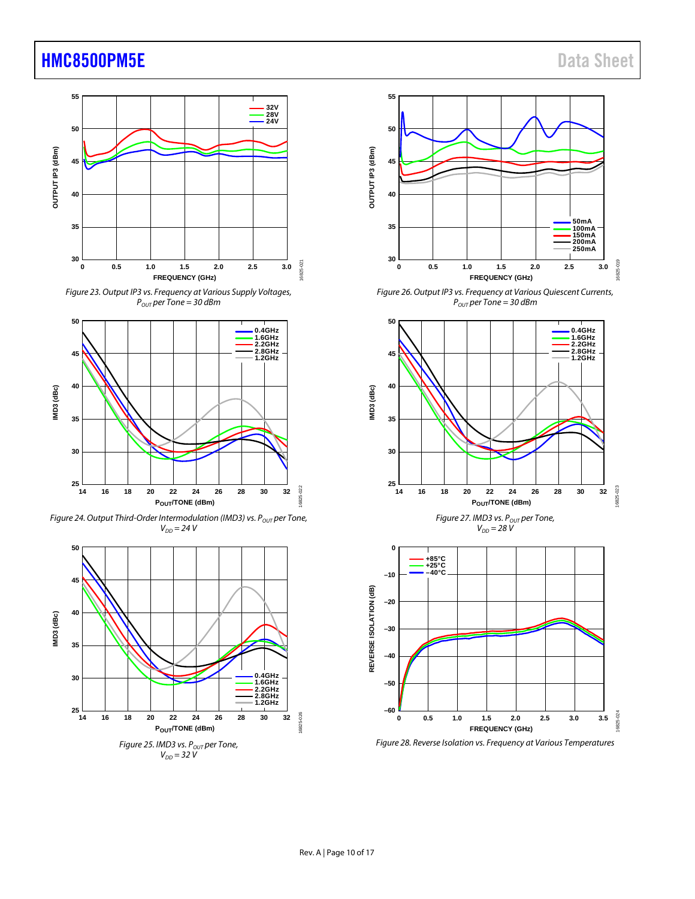Figure 23. Output IP3 vs. Frequency at Various Supply Voltages, $P_{OUT}$ per Tone = 30 dBm

Figure 24. Output Third-Order Intermodulation (IMD3) vs. $P_{OUT}$ per Tone, $V_{DD}$ = 24 V

Figure 25. IMD3 vs. $P_{OUT}$ per Tone, $V_{DD}$ = 32 V

Figure 26. Output IP3 vs. Frequency at Various Quiescent Currents, $P_{OUT}$ per Tone = 30 dBm

Figure 27. IMD3 vs. $P_{OUT}$ per Tone, $V_{DD}$ = 28 V

Figure 28. Reverse Isolation vs. Frequency at Various Temperatures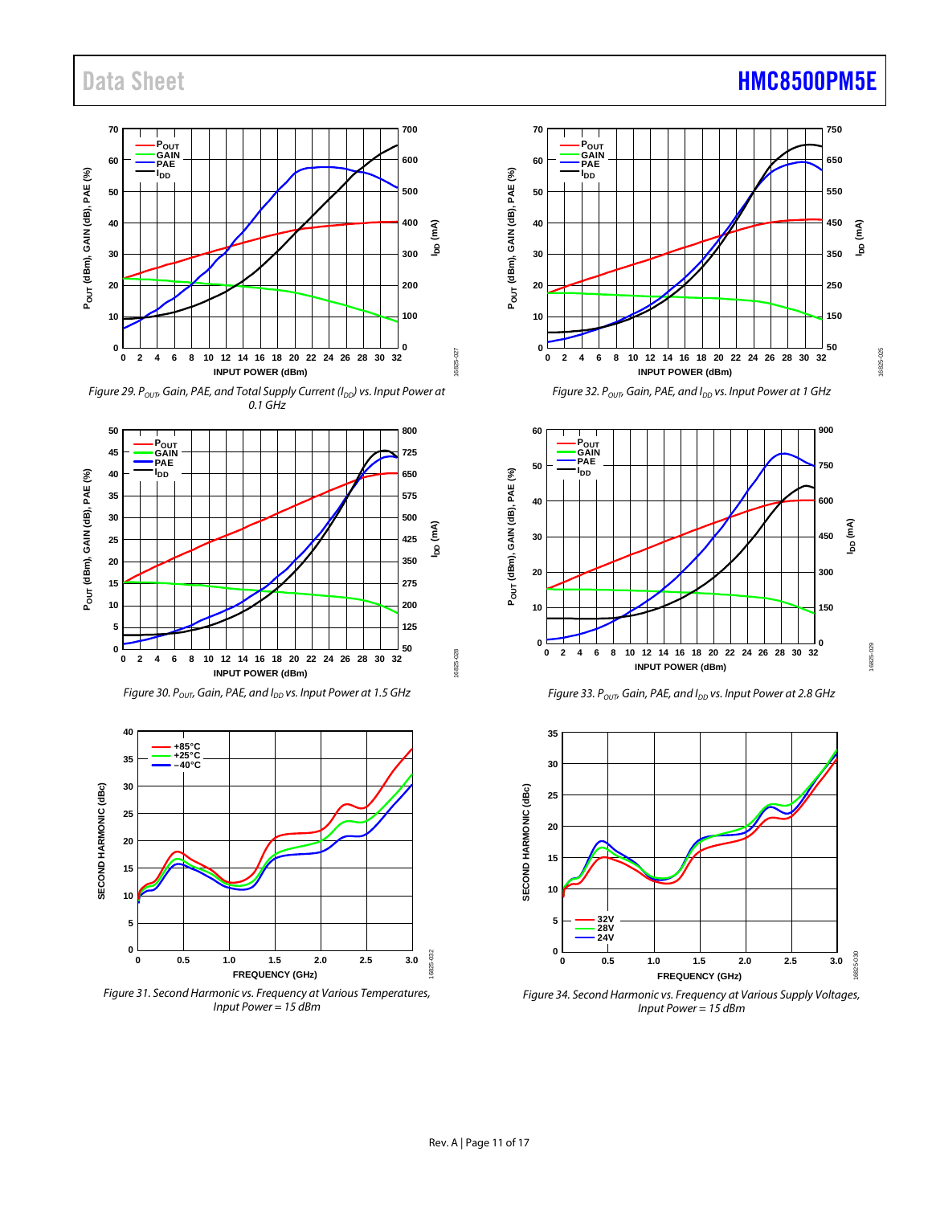Figure 29. $P_{OUT}$, Gain, PAE, and Total Supply Current ($I_{DD}$) vs. Input Power at 0.1 GHz

Figure 32. $P_{OUT}$, Gain, PAE, and $I_{DD}$ vs. Input Power at 1 GHz

Figure 30. $P_{OUT}$, Gain, PAE, and $I_{DD}$ vs. Input Power at 1.5 GHz

Figure 33. $P_{OUT}$, Gain, PAE, and $I_{DD}$ vs. Input Power at 2.8 GHz

Figure 31. Second Harmonic vs. Frequency at Various Temperatures, Input Power = 15 dBm

Figure 34. Second Harmonic vs. Frequency at Various Supply Voltages, Input Power = 15 dBm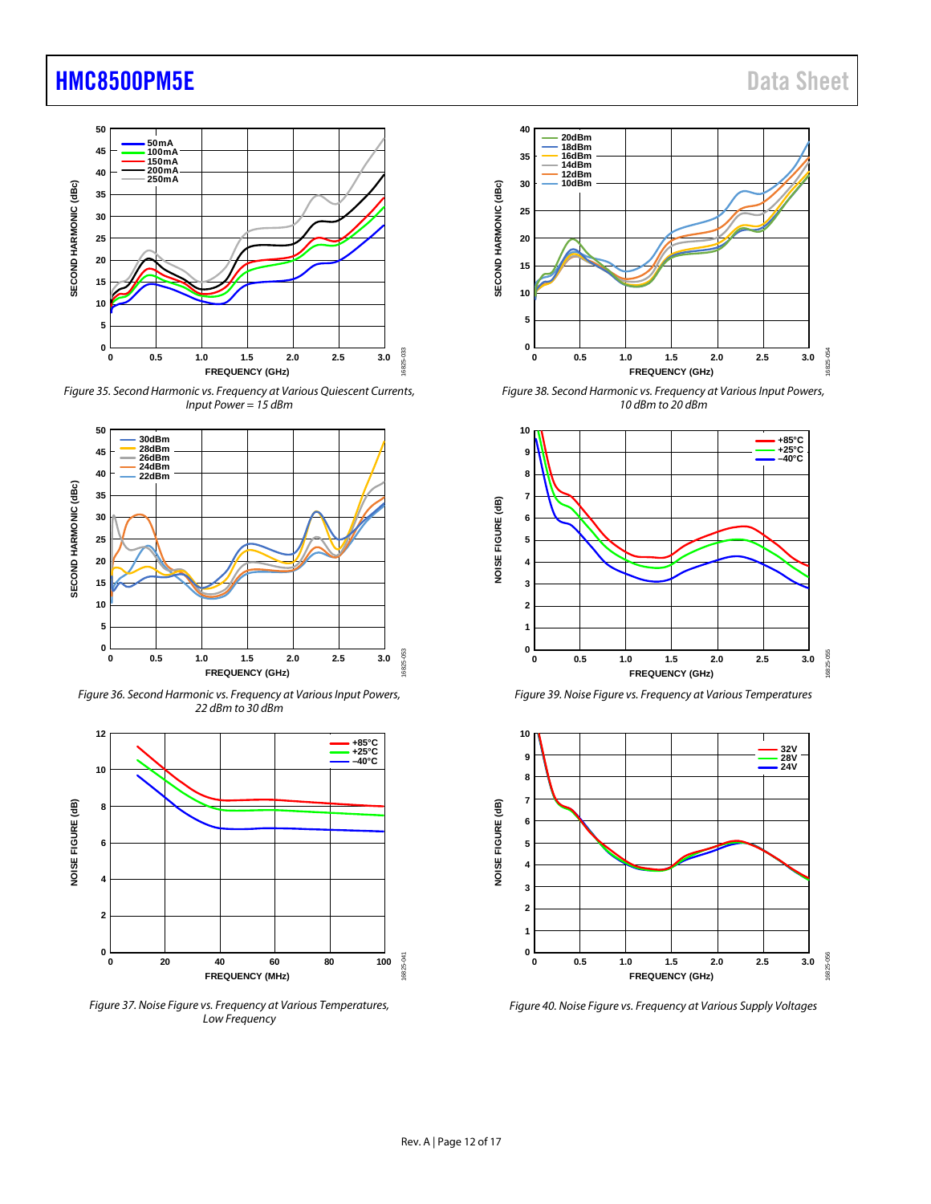Figure 35. Second Harmonic vs. Frequency at Various Quiescent Currents, Input Power = 15 dBm

Figure 36. Second Harmonic vs. Frequency at Various Input Powers, 22 dBm to 30 dBm

Figure 37. Noise Figure vs. Frequency at Various Temperatures, Low Frequency

Figure 38. Second Harmonic vs. Frequency at Various Input Powers, 10 dBm to 20 dBm

Figure 39. Noise Figure vs. Frequency at Various Temperatures

Figure 40. Noise Figure vs. Frequency at Various Supply Voltages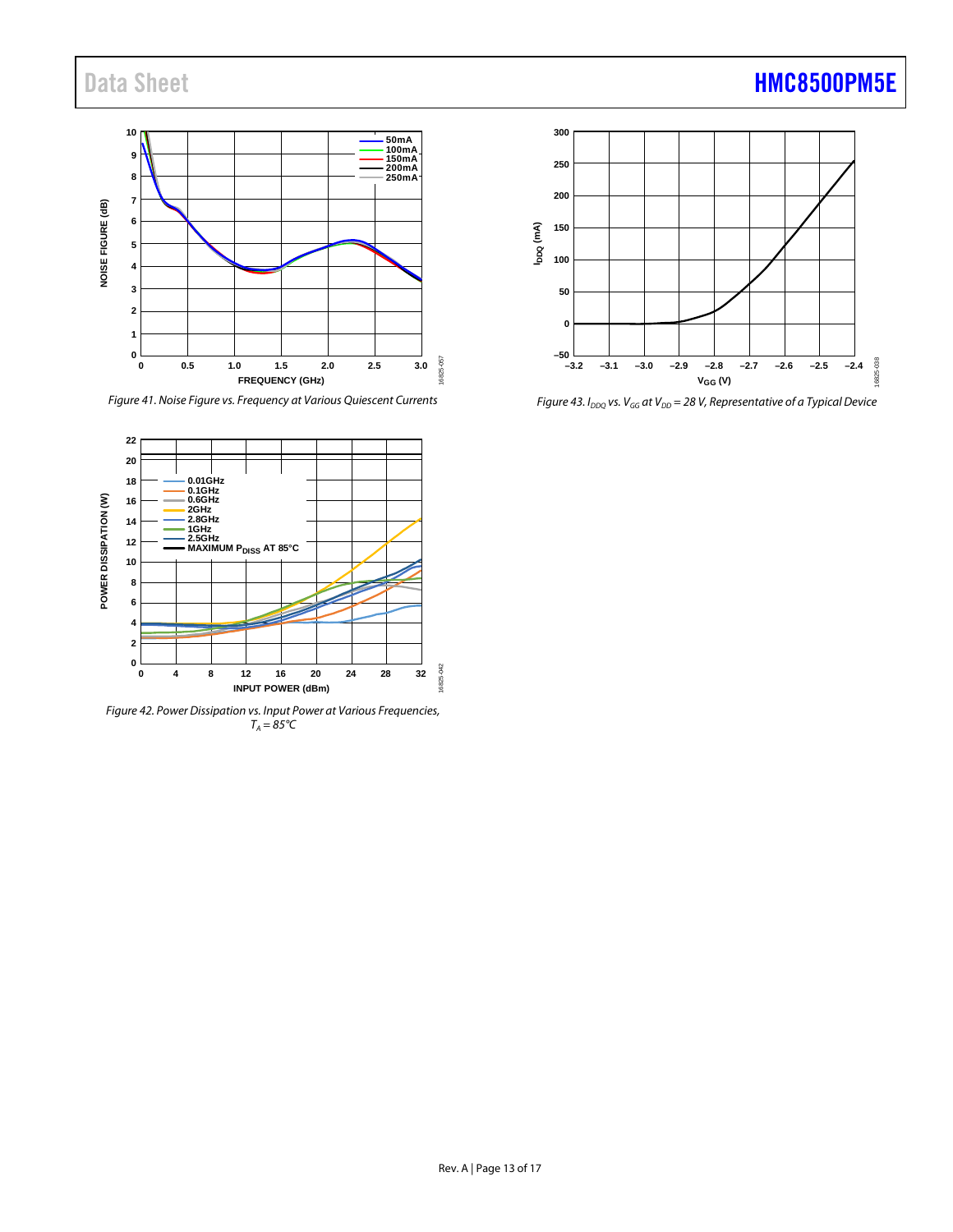Figure 41. Noise Figure vs. Frequency at Various Quiescent Currents

Figure 42. Power Dissipation vs. Input Power at Various Frequencies, $T_A = 85°C$

Figure 43. $I_{DDQ}$ vs. $V_{GG}$ at $V_{DD} = 28$ V, Representative of a Typical Device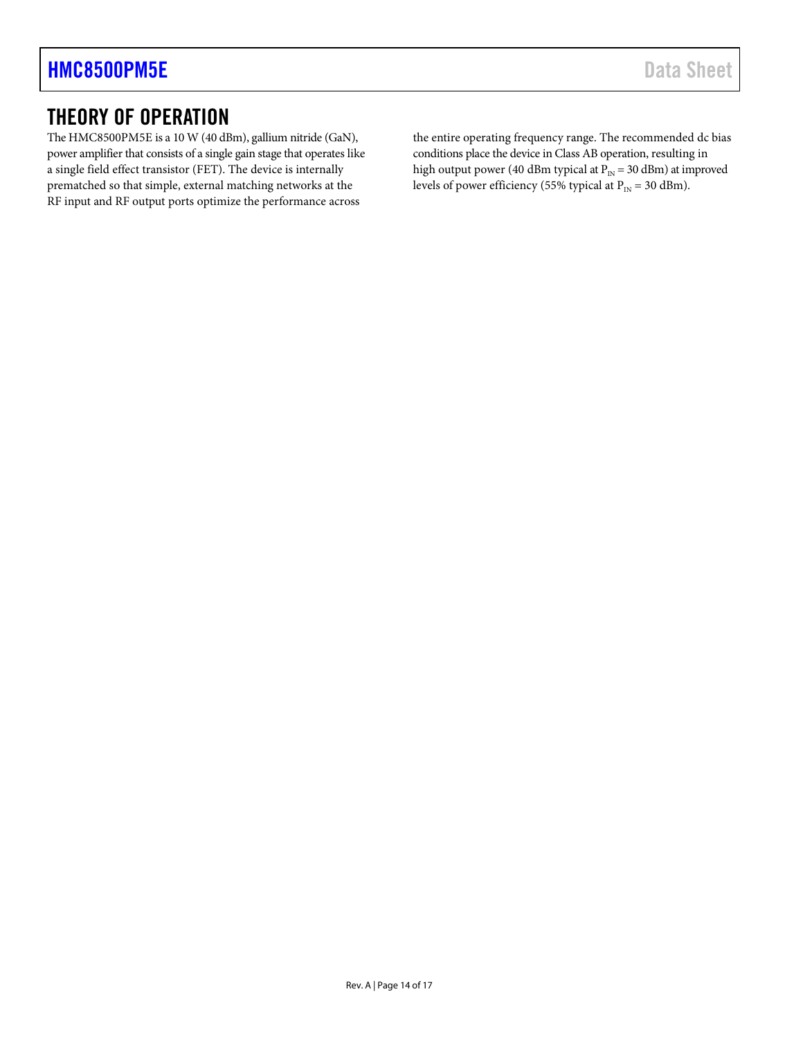# THEORY OF OPERATION

The HMC8500PM5E is a 10 W (40 dBm), gallium nitride (GaN), power amplifier that consists of a single gain stage that operates like a single field effect transistor (FET). The device is internally prematched so that simple, external matching networks at the RF input and RF output ports optimize the performance across the entire operating frequency range. The recommended dc bias conditions place the device in Class AB operation, resulting in high output power (40 dBm typical at $P_{IN}$ = 30 dBm) at improved levels of power efficiency (55% typical at $P_{IN}$ = 30 dBm).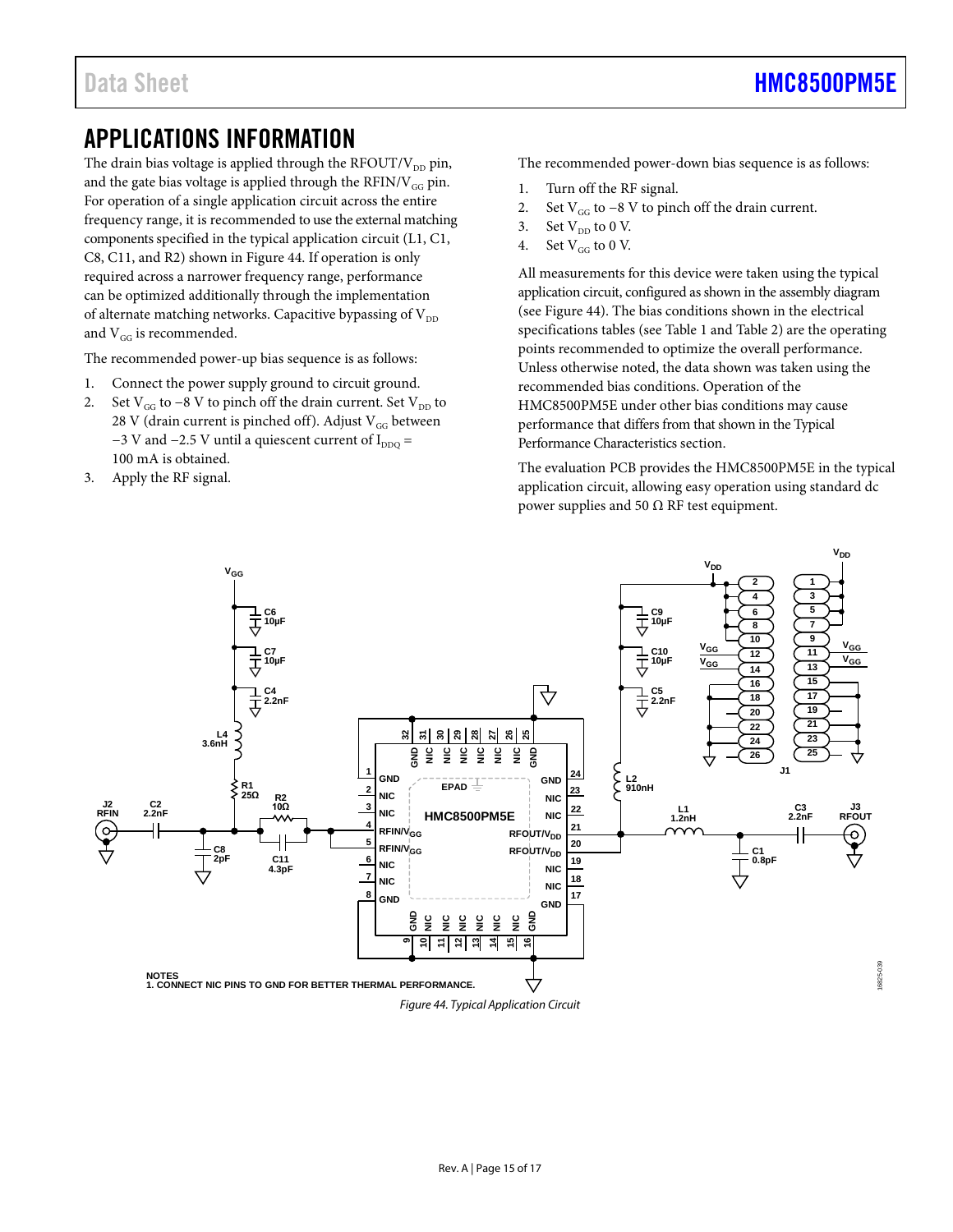## APPLICATIONS INFORMATION

The drain bias voltage is applied through the RFOUT/$V_{DD}$ pin, and the gate bias voltage is applied through the RFIN/$V_{GG}$ pin. For operation of a single application circuit across the entire frequency range, it is recommended to use the external matching components specified in the typical application circuit (L1, C1, C8, C11, and R2) shown in Figure 44. If operation is only required across a narrower frequency range, performance can be optimized additionally through the implementation of alternate matching networks. Capacitive bypassing of $V_{DD}$ and $V_{GG}$ is recommended.

The recommended power-up bias sequence is as follows:

1. Connect the power supply ground to circuit ground.
2. Set $V_{GG}$ to −8 V to pinch off the drain current. Set $V_{DD}$ to 28 V (drain current is pinched off). Adjust $V_{GG}$ between −3 V and −2.5 V until a quiescent current of $I_{DDQ}$ = 100 mA is obtained.
3. Apply the RF signal.

The recommended power-down bias sequence is as follows:

1. Turn off the RF signal.
2. Set $V_{GG}$ to −8 V to pinch off the drain current.
3. Set $V_{DD}$ to 0 V.
4. Set $V_{GG}$ to 0 V.

All measurements for this device were taken using the typical application circuit, configured as shown in the assembly diagram (see Figure 44). The bias conditions shown in the electrical specifications tables (see Table 1 and Table 2) are the operating points recommended to optimize the overall performance. Unless otherwise noted, the data shown was taken using the recommended bias conditions. Operation of the HMC8500PM5E under other bias conditions may cause performance that differs from that shown in the Typical Performance Characteristics section.

The evaluation PCB provides the HMC8500PM5E in the typical application circuit, allowing easy operation using standard dc power supplies and 50 Ω RF test equipment.

NOTES
1. CONNECT NIC PINS TO GND FOR BETTER THERMAL PERFORMANCE.

*Figure 44. Typical Application Circuit*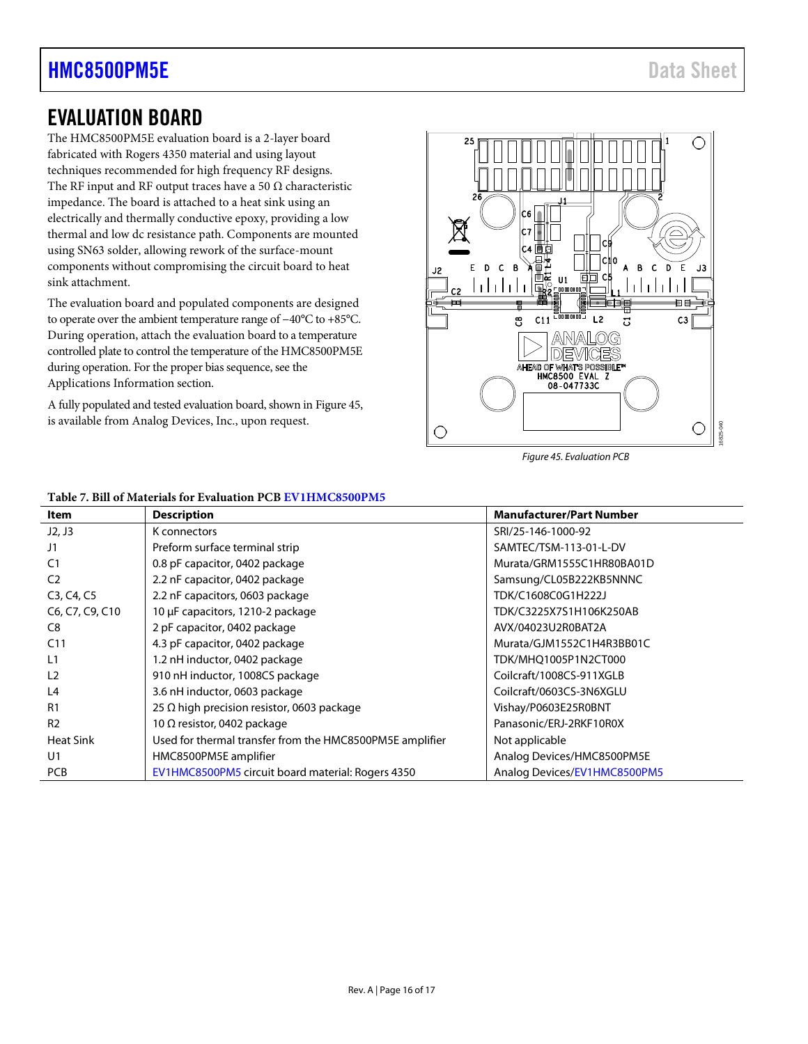## EVALUATION BOARD

The HMC8500PM5E evaluation board is a 2-layer board fabricated with Rogers 4350 material and using layout techniques recommended for high frequency RF designs. The RF input and RF output traces have a 50 Ω characteristic impedance. The board is attached to a heat sink using an electrically and thermally conductive epoxy, providing a low thermal and low dc resistance path. Components are mounted using SN63 solder, allowing rework of the surface-mount components without compromising the circuit board to heat sink attachment.

The evaluation board and populated components are designed to operate over the ambient temperature range of −40°C to +85°C. During operation, attach the evaluation board to a temperature controlled plate to control the temperature of the HMC8500PM5E during operation. For the proper bias sequence, see the Applications Information section.

A fully populated and tested evaluation board, shown in Figure 45, is available from Analog Devices, Inc., upon request.

*Figure 45. Evaluation PCB*

**Table 7. Bill of Materials for Evaluation PCB EV1HMC8500PM5**

| Item | Description | Manufacturer/Part Number |
|---|---|---|
| J2, J3 | K connectors | SRI/25-146-1000-92 |
| J1 | Preform surface terminal strip | SAMTEC/TSM-113-01-L-DV |
| C1 | 0.8 pF capacitor, 0402 package | Murata/GRM1555C1HR80BA01D |
| C2 | 2.2 nF capacitor, 0402 package | Samsung/CL05B222KB5NNNC |
| C3, C4, C5 | 2.2 nF capacitors, 0603 package | TDK/C1608C0G1H222J |
| C6, C7, C9, C10 | 10 µF capacitors, 1210-2 package | TDK/C3225X7S1H106K250AB |
| C8 | 2 pF capacitor, 0402 package | AVX/04023U2R0BAT2A |
| C11 | 4.3 pF capacitor, 0402 package | Murata/GJM1552C1H4R3BB01C |
| L1 | 1.2 nH inductor, 0402 package | TDK/MHQ1005P1N2CT000 |
| L2 | 910 nH inductor, 1008CS package | Coilcraft/1008CS-911XGLB |
| L4 | 3.6 nH inductor, 0603 package | Coilcraft/0603CS-3N6XGLU |
| R1 | 25 Ω high precision resistor, 0603 package | Vishay/P0603E25R0BNT |
| R2 | 10 Ω resistor, 0402 package | Panasonic/ERJ-2RKF10R0X |
| Heat Sink | Used for thermal transfer from the HMC8500PM5E amplifier | Not applicable |
| U1 | HMC8500PM5E amplifier | Analog Devices/HMC8500PM5E |
| PCB | EV1HMC8500PM5 circuit board material: Rogers 4350 | Analog Devices/EV1HMC8500PM5 |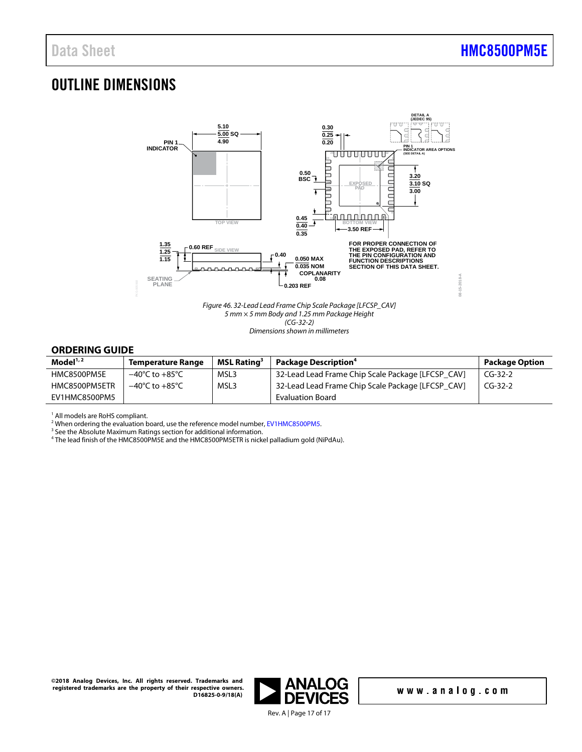## OUTLINE DIMENSIONS

5.10
5.00 SQ
4.90

PIN 1 INDICATOR

TOP VIEW

0.30
0.25
0.20

DETAIL A (JEDEC 95)

PIN 1 INDICATOR AREA OPTIONS (SEE DETAIL A)

0.50 BSC

EXPOSED PAD

3.20
3.10 SQ
3.00

0.45
0.40
0.35

BOTTOM VIEW

3.50 REF

1.35
1.25
1.15

0.60 REF

SIDE VIEW

0.40

0.050 MAX
0.035 NOM

COPLANARITY 0.08

SEATING PLANE

0.203 REF

FOR PROPER CONNECTION OF THE EXPOSED PAD, REFER TO THE PIN CONFIGURATION AND FUNCTION DESCRIPTIONS SECTION OF THIS DATA SHEET.

08-15-2018-A

*Figure 46. 32-Lead Lead Frame Chip Scale Package [LFCSP_CAV]*
*5 mm × 5 mm Body and 1.25 mm Package Height*
*(CG-32-2)*
*Dimensions shown in millimeters*

## ORDERING GUIDE

| Model[1, 2] | Temperature Range | MSL Rating[3] | Package Description[4] | Package Option |
|---|---|---|---|---|
| HMC8500PM5E | −40°C to +85°C | MSL3 | 32-Lead Lead Frame Chip Scale Package [LFCSP_CAV] | CG-32-2 |
| HMC8500PM5ETR | −40°C to +85°C | MSL3 | 32-Lead Lead Frame Chip Scale Package [LFCSP_CAV] | CG-32-2 |
| EV1HMC8500PM5 | | | Evaluation Board | |

[1] All models are RoHS compliant.
[2] When ordering the evaluation board, use the reference model number, EV1HMC8500PM5.
[3] See the Absolute Maximum Ratings section for additional information.
[4] The lead finish of the HMC8500PM5E and the HMC8500PM5ETR is nickel palladium gold (NiPdAu).

©2018 Analog Devices, Inc. All rights reserved. Trademarks and registered trademarks are the property of their respective owners.
D16825-0-9/18(A)